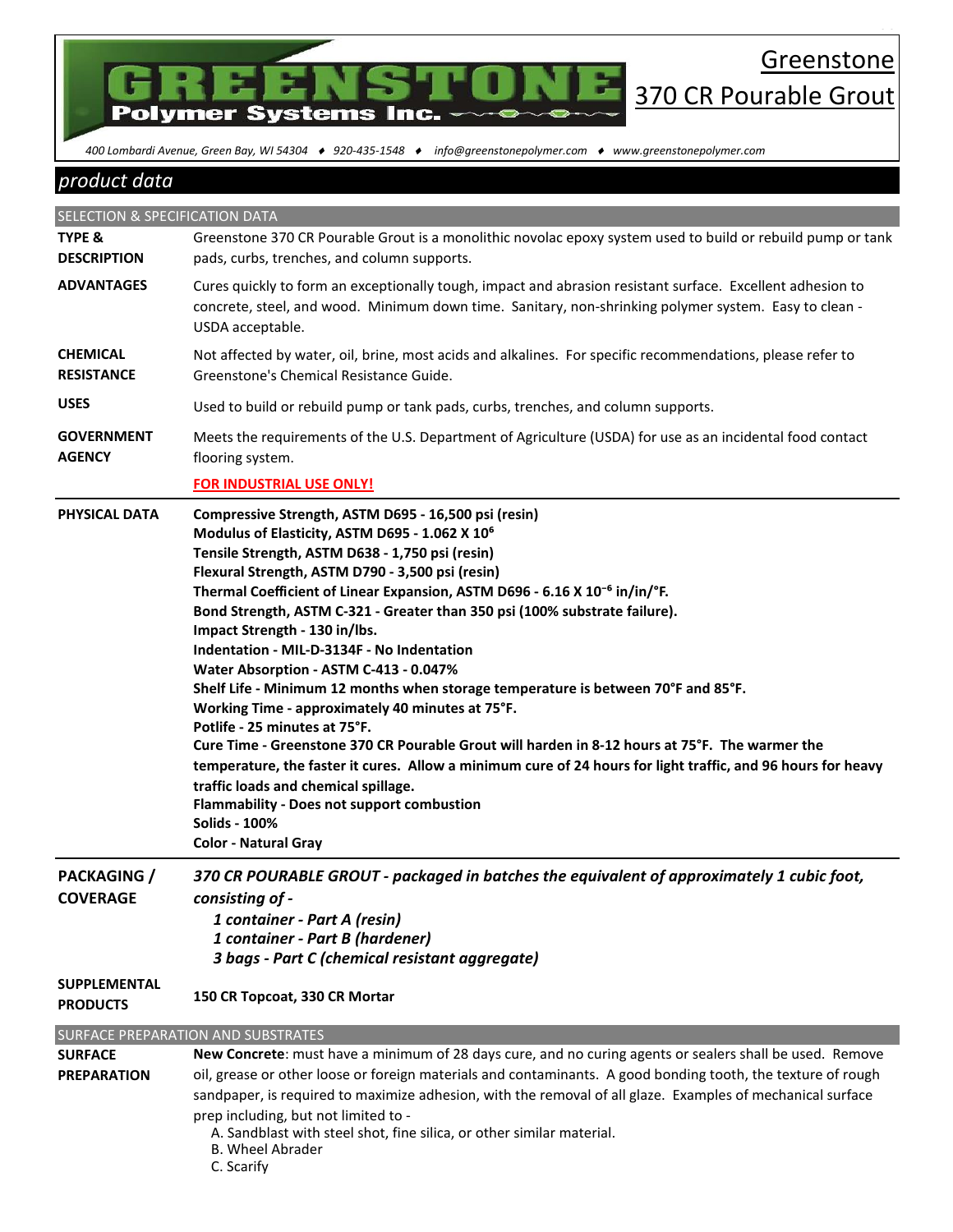# Greenstone Polymer Systems Inc.

## Greenstone 370 CR Pourable Grout

400 Lombardi Avenue, Green Bay, WI 54304 ♦ 920-435-1548 ♦ info@greenstonepolymer.com ♦ www.greenstonepolymer.com

## product data

### SELECTION & SPECIFICATION DATA

**TYPE & DESCRIPTION**
Greenstone 370 CR Pourable Grout is a monolithic novolac epoxy system used to build or rebuild pump or tank pads, curbs, trenches, and column supports.

**ADVANTAGES**
Cures quickly to form an exceptionally tough, impact and abrasion resistant surface. Excellent adhesion to concrete, steel, and wood. Minimum down time. Sanitary, non-shrinking polymer system. Easy to clean - USDA acceptable.

**CHEMICAL RESISTANCE**
Not affected by water, oil, brine, most acids and alkalines. For specific recommendations, please refer to Greenstone's Chemical Resistance Guide.

**USES**
Used to build or rebuild pump or tank pads, curbs, trenches, and column supports.

**GOVERNMENT AGENCY**
Meets the requirements of the U.S. Department of Agriculture (USDA) for use as an incidental food contact flooring system.

**FOR INDUSTRIAL USE ONLY!**

**PHYSICAL DATA**

**Compressive Strength, ASTM D695 - 16,500 psi (resin)**
**Modulus of Elasticity, ASTM D695 - 1.062 X $10^6$**
**Tensile Strength, ASTM D638 - 1,750 psi (resin)**
**Flexural Strength, ASTM D790 - 3,500 psi (resin)**
**Thermal Coefficient of Linear Expansion, ASTM D696 - 6.16 X $10^{-6}$ in/in/°F.**
**Bond Strength, ASTM C-321 - Greater than 350 psi (100% substrate failure).**
**Impact Strength - 130 in/lbs.**
**Indentation - MIL-D-3134F - No Indentation**
**Water Absorption - ASTM C-413 - 0.047%**
**Shelf Life - Minimum 12 months when storage temperature is between 70°F and 85°F.**
**Working Time - approximately 40 minutes at 75°F.**
**Potlife - 25 minutes at 75°F.**
**Cure Time - Greenstone 370 CR Pourable Grout will harden in 8-12 hours at 75°F. The warmer the temperature, the faster it cures. Allow a minimum cure of 24 hours for light traffic, and 96 hours for heavy traffic loads and chemical spillage.**
**Flammability - Does not support combustion**
**Solids - 100%**
**Color - Natural Gray**

**PACKAGING / COVERAGE**

***370 CR POURABLE GROUT - packaged in batches the equivalent of approximately 1 cubic foot, consisting of -***
- ***1 container - Part A (resin)***
- ***1 container - Part B (hardener)***
- ***3 bags - Part C (chemical resistant aggregate)***

**SUPPLEMENTAL PRODUCTS**
**150 CR Topcoat, 330 CR Mortar**

### SURFACE PREPARATION AND SUBSTRATES

**SURFACE PREPARATION**
**New Concrete**: must have a minimum of 28 days cure, and no curing agents or sealers shall be used. Remove oil, grease or other loose or foreign materials and contaminants. A good bonding tooth, the texture of rough sandpaper, is required to maximize adhesion, with the removal of all glaze. Examples of mechanical surface prep including, but not limited to -

A. Sandblast with steel shot, fine silica, or other similar material.
B. Wheel Abrader
C. Scarify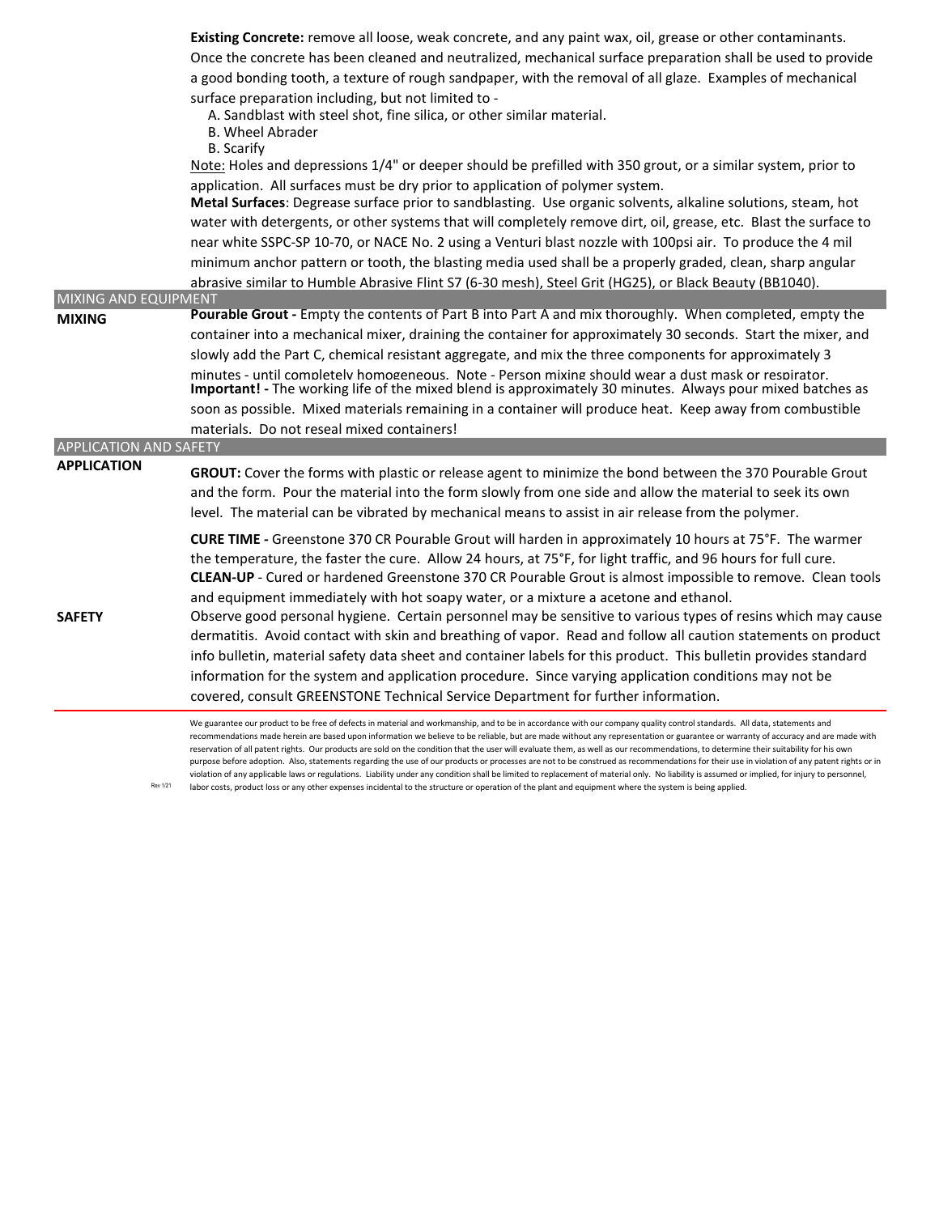**Existing Concrete:** remove all loose, weak concrete, and any paint wax, oil, grease or other contaminants. Once the concrete has been cleaned and neutralized, mechanical surface preparation shall be used to provide a good bonding tooth, a texture of rough sandpaper, with the removal of all glaze. Examples of mechanical surface preparation including, but not limited to -

A. Sandblast with steel shot, fine silica, or other similar material.
B. Wheel Abrader
B. Scarify

Note: Holes and depressions 1/4" or deeper should be prefilled with 350 grout, or a similar system, prior to application. All surfaces must be dry prior to application of polymer system.

**Metal Surfaces**: Degrease surface prior to sandblasting. Use organic solvents, alkaline solutions, steam, hot water with detergents, or other systems that will completely remove dirt, oil, grease, etc. Blast the surface to near white SSPC-SP 10-70, or NACE No. 2 using a Venturi blast nozzle with 100psi air. To produce the 4 mil minimum anchor pattern or tooth, the blasting media used shall be a properly graded, clean, sharp angular abrasive similar to Humble Abrasive Flint S7 (6-30 mesh), Steel Grit (HG25), or Black Beauty (BB1040).

## MIXING AND EQUIPMENT

**MIXING**

**Pourable Grout -** Empty the contents of Part B into Part A and mix thoroughly. When completed, empty the container into a mechanical mixer, draining the container for approximately 30 seconds. Start the mixer, and slowly add the Part C, chemical resistant aggregate, and mix the three components for approximately 3 minutes - until completely homogeneous. Note - Person mixing should wear a dust mask or respirator.

**Important! -** The working life of the mixed blend is approximately 30 minutes. Always pour mixed batches as soon as possible. Mixed materials remaining in a container will produce heat. Keep away from combustible materials. Do not reseal mixed containers!

## APPLICATION AND SAFETY

**APPLICATION**

**GROUT:** Cover the forms with plastic or release agent to minimize the bond between the 370 Pourable Grout and the form. Pour the material into the form slowly from one side and allow the material to seek its own level. The material can be vibrated by mechanical means to assist in air release from the polymer.

**CURE TIME -** Greenstone 370 CR Pourable Grout will harden in approximately 10 hours at 75°F. The warmer the temperature, the faster the cure. Allow 24 hours, at 75°F, for light traffic, and 96 hours for full cure.

**CLEAN-UP** - Cured or hardened Greenstone 370 CR Pourable Grout is almost impossible to remove. Clean tools and equipment immediately with hot soapy water, or a mixture a acetone and ethanol.

**SAFETY**

Observe good personal hygiene. Certain personnel may be sensitive to various types of resins which may cause dermatitis. Avoid contact with skin and breathing of vapor. Read and follow all caution statements on product info bulletin, material safety data sheet and container labels for this product. This bulletin provides standard information for the system and application procedure. Since varying application conditions may not be covered, consult GREENSTONE Technical Service Department for further information.

We guarantee our product to be free of defects in material and workmanship, and to be in accordance with our company quality control standards. All data, statements and recommendations made herein are based upon information we believe to be reliable, but are made without any representation or guarantee or warranty of accuracy and are made with reservation of all patent rights. Our products are sold on the condition that the user will evaluate them, as well as our recommendations, to determine their suitability for his own purpose before adoption. Also, statements regarding the use of our products or processes are not to be construed as recommendations for their use in violation of any patent rights or in violation of any applicable laws or regulations. Liability under any condition shall be limited to replacement of material only. No liability is assumed or implied, for injury to personnel, labor costs, product loss or any other expenses incidental to the structure or operation of the plant and equipment where the system is being applied.

Rev 1/21